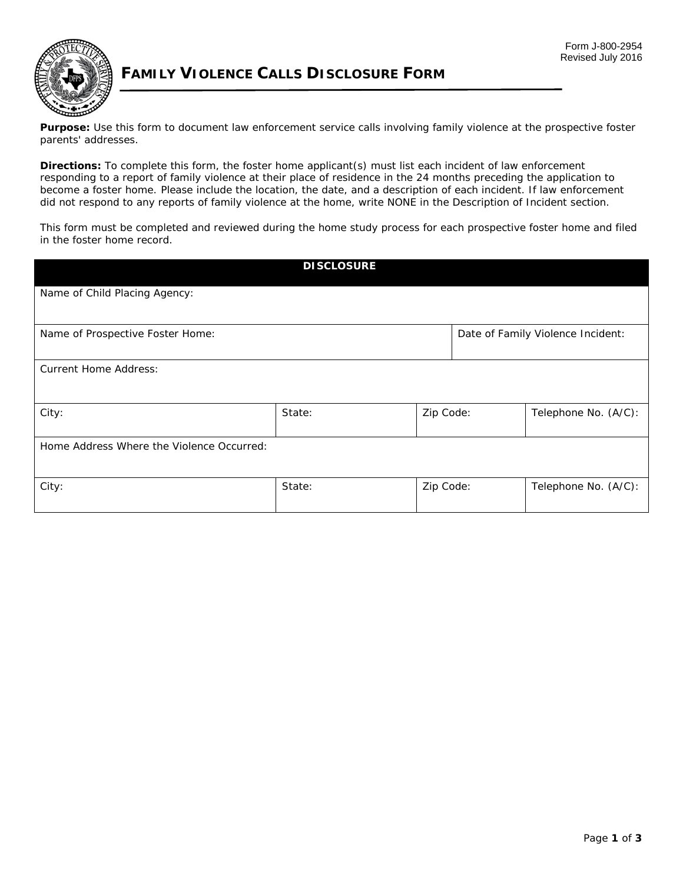Form J-800-2954
Revised July 2016

# FAMILY VIOLENCE CALLS DISCLOSURE FORM

**Purpose:** Use this form to document law enforcement service calls involving family violence at the prospective foster parents' addresses.

**Directions:** To complete this form, the foster home applicant(s) must list each incident of law enforcement responding to a report of family violence at their place of residence in the 24 months preceding the application to become a foster home. Please include the location, the date, and a description of each incident. If law enforcement did not respond to any reports of family violence at the home, write NONE in the Description of Incident section.

This form must be completed and reviewed during the home study process for each prospective foster home and filed in the foster home record.

| DISCLOSURE | | | |
|---|---|---|---|
| Name of Child Placing Agency: | | | |
| Name of Prospective Foster Home: | | | Date of Family Violence Incident: |
| Current Home Address: | | | |
| City: | State: | Zip Code: | Telephone No. (A/C): |
| Home Address Where the Violence Occurred: | | | |
| City: | State: | Zip Code: | Telephone No. (A/C): |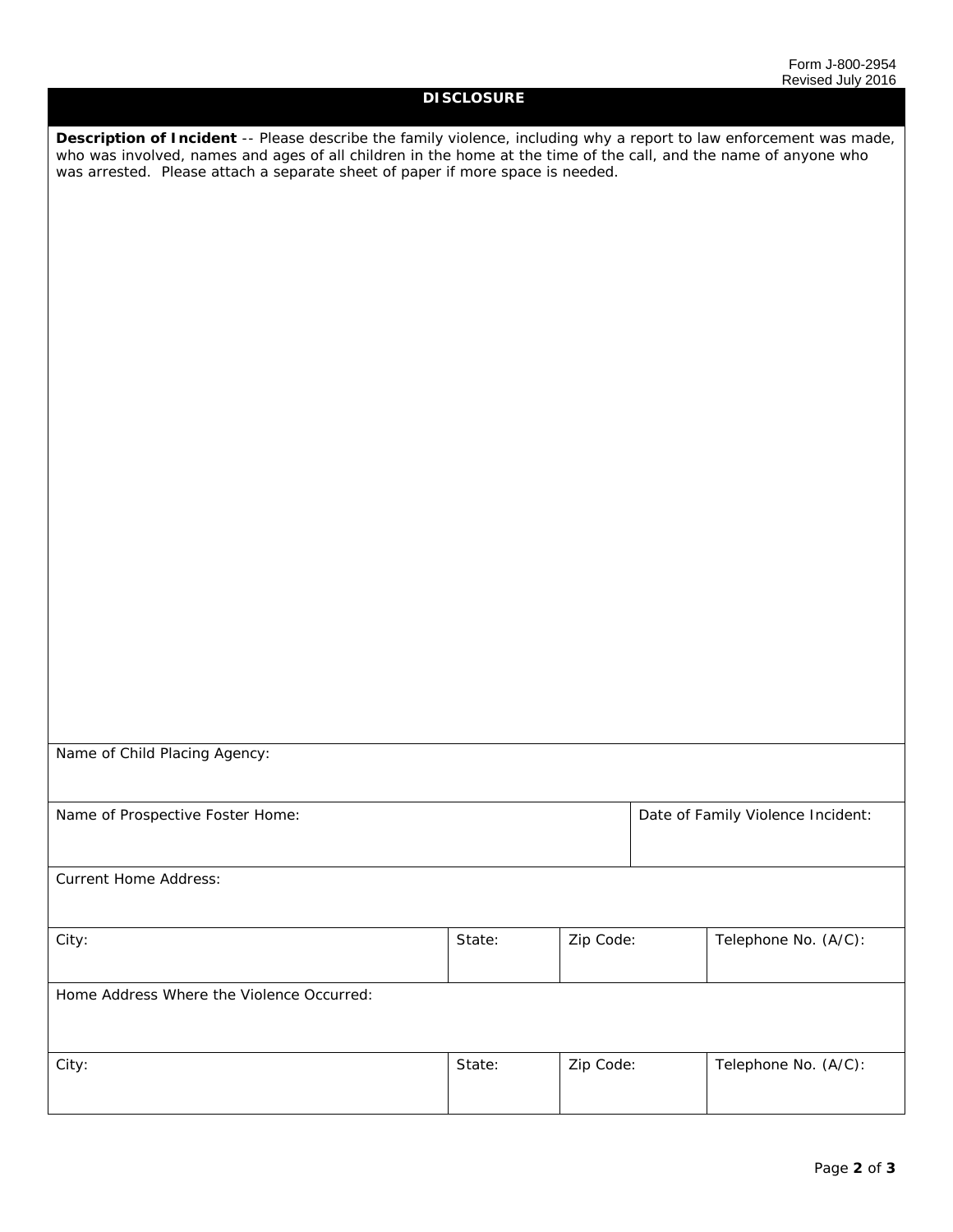Form J-800-2954
Revised July 2016

## DISCLOSURE

**Description of Incident** -- Please describe the family violence, including why a report to law enforcement was made, who was involved, names and ages of all children in the home at the time of the call, and the name of anyone who was arrested. Please attach a separate sheet of paper if more space is needed.

| Name of Child Placing Agency: | | | |
|---|---|---|---|
| Name of Prospective Foster Home: | | | Date of Family Violence Incident: |
| Current Home Address: | | | |
| City: | State: | Zip Code: | Telephone No. (A/C): |
| Home Address Where the Violence Occurred: | | | |
| City: | State: | Zip Code: | Telephone No. (A/C): |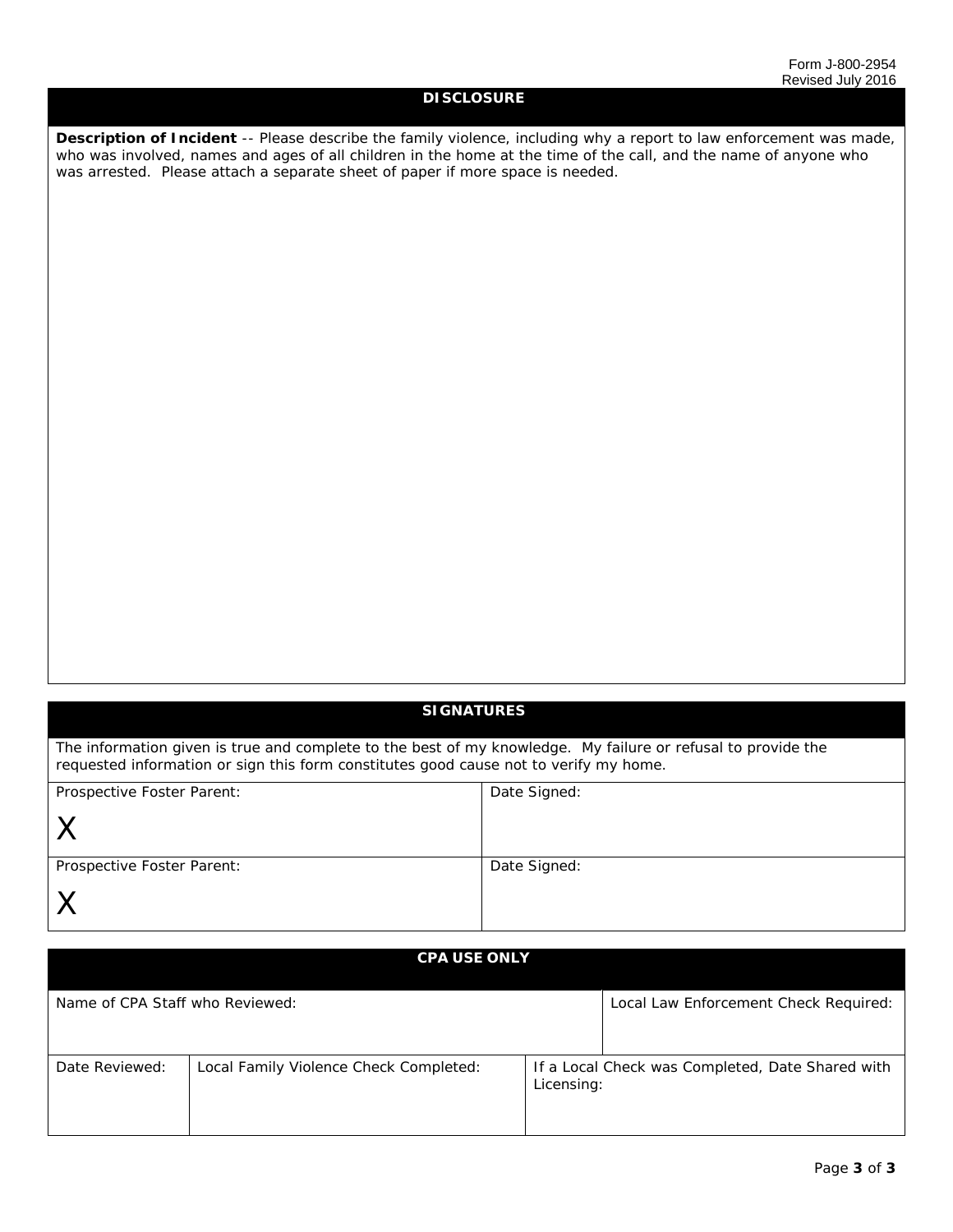Form J-800-2954
Revised July 2016

## DISCLOSURE

**Description of Incident** -- Please describe the family violence, including why a report to law enforcement was made, who was involved, names and ages of all children in the home at the time of the call, and the name of anyone who was arrested. Please attach a separate sheet of paper if more space is needed.

## SIGNATURES

The information given is true and complete to the best of my knowledge. My failure or refusal to provide the requested information or sign this form constitutes good cause not to verify my home.

| | |
|---|---|
| Prospective Foster Parent:<br>X | Date Signed: |
| Prospective Foster Parent:<br>X | Date Signed: |

## CPA USE ONLY

| | | | |
|---|---|---|---|
| Name of CPA Staff who Reviewed: | | | Local Law Enforcement Check Required: |
| Date Reviewed: | Local Family Violence Check Completed: | If a Local Check was Completed, Date Shared with Licensing: | |